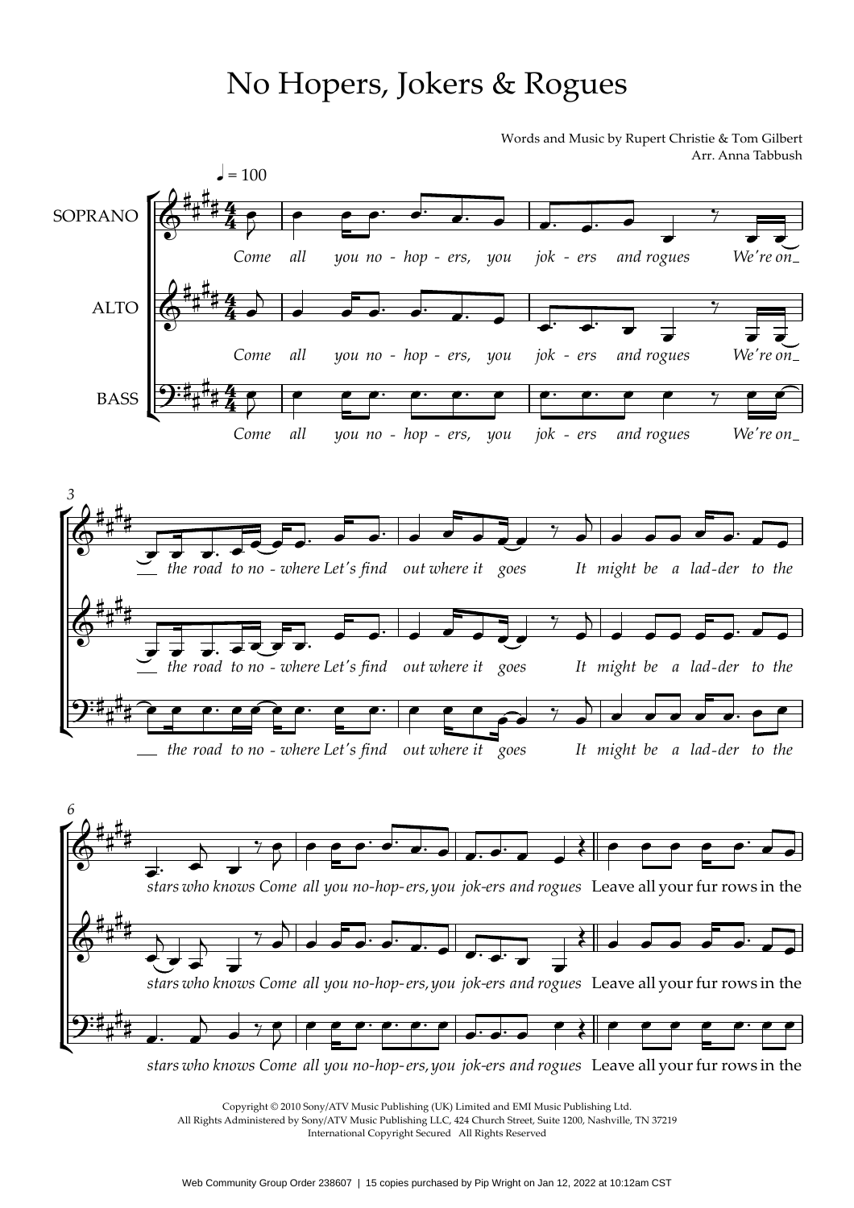# No Hopers, Jokers & Rogues

Words and Music by Rupert Christie & Tom Gilbert
Arr. Anna Tabbush

♩ = 100

SOPRANO / ALTO / BASS

*Come all you no - hop - ers, you jok - ers and rogues We're on the road to no - where Let's find out where it goes It might be a lad-der to the stars who knows Come all you no-hop-ers, you jok-ers and rogues* Leave all your fur rows in the

Copyright © 2010 Sony/ATV Music Publishing (UK) Limited and EMI Music Publishing Ltd.
All Rights Administered by Sony/ATV Music Publishing LLC, 424 Church Street, Suite 1200, Nashville, TN 37219
International Copyright Secured All Rights Reserved

Web Community Group Order 238607 | 15 copies purchased by Pip Wright on Jan 12, 2022 at 10:12am CST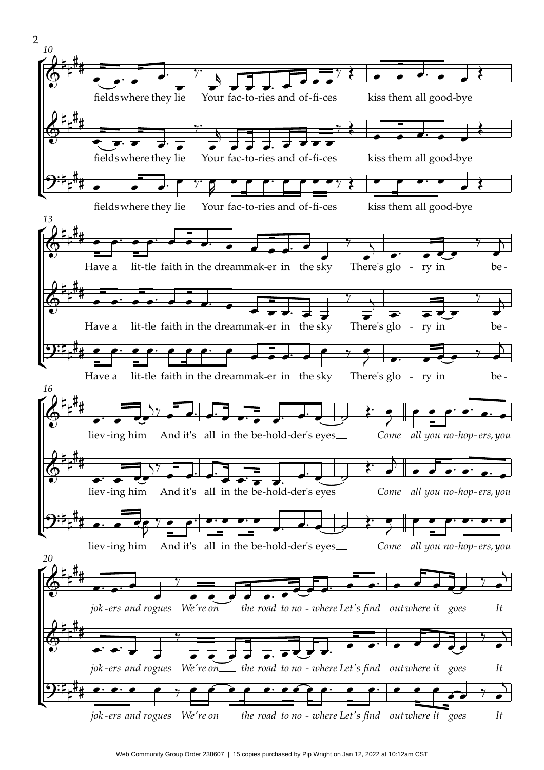10

fields where they lie Your fac-to-ries and of-fi-ces kiss them all good-bye

fields where they lie Your fac-to-ries and of-fi-ces kiss them all good-bye

fields where they lie Your fac-to-ries and of-fi-ces kiss them all good-bye

13

Have a lit-tle faith in the dreammak-er in the sky There's glo - ry in be-

Have a lit-tle faith in the dreammak-er in the sky There's glo - ry in be-

Have a lit-tle faith in the dreammak-er in the sky There's glo - ry in be-

16

liev-ing him And it's all in the be-hold-der's eyes *Come all you no-hop-ers, you*

liev-ing him And it's all in the be-hold-der's eyes *Come all you no-hop-ers, you*

liev-ing him And it's all in the be-hold-der's eyes *Come all you no-hop-ers, you*

20

*jok-ers and rogues We're on the road to no - where Let's find out where it goes It*

*jok-ers and rogues We're on the road to no - where Let's find out where it goes It*

*jok-ers and rogues We're on the road to no - where Let's find out where it goes It*

Web Community Group Order 238607 | 15 copies purchased by Pip Wright on Jan 12, 2022 at 10:12am CST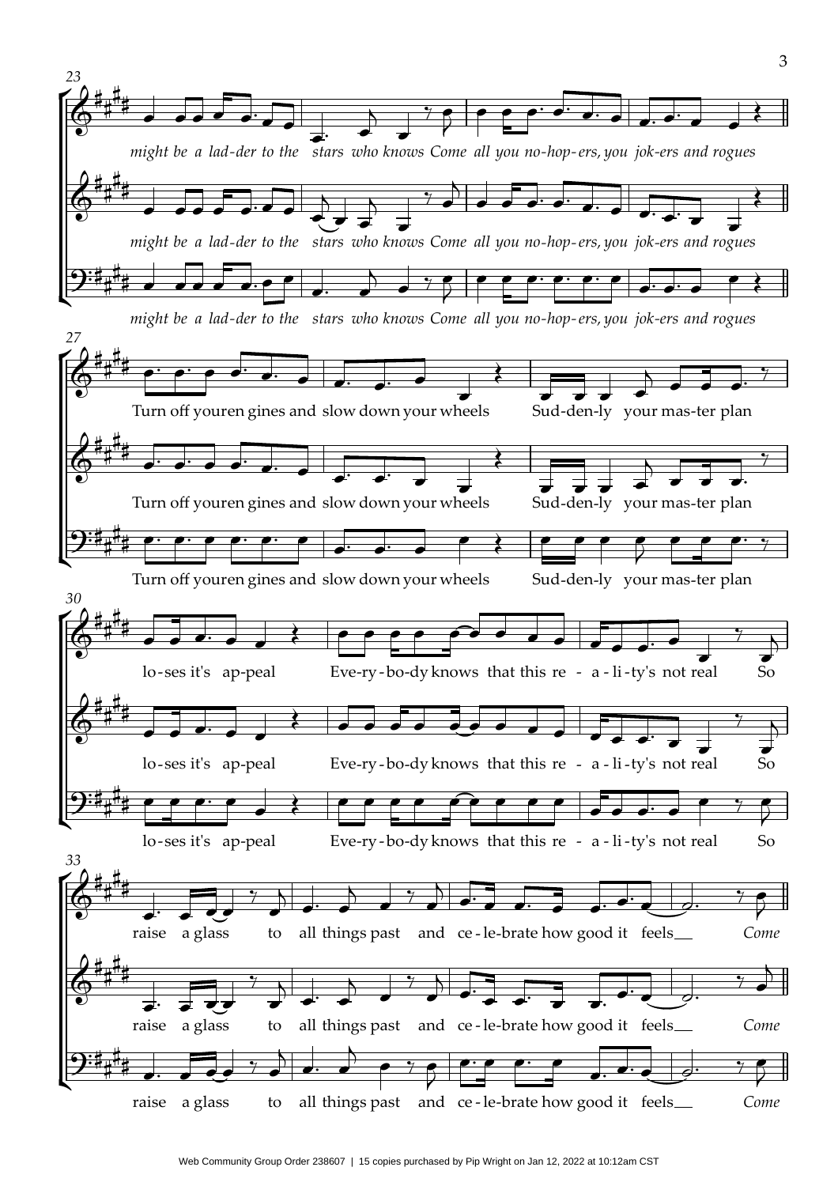*might be a lad-der to the stars who knows Come all you no-hop-ers, you jok-ers and rogues*

Turn off youren gines and slow down your wheels Sud-den-ly your mas-ter plan

lo-ses it's ap-peal Eve-ry-bo-dy knows that this re - a-li-ty's not real So

raise a glass to all things past and ce-le-brate how good it feels *Come*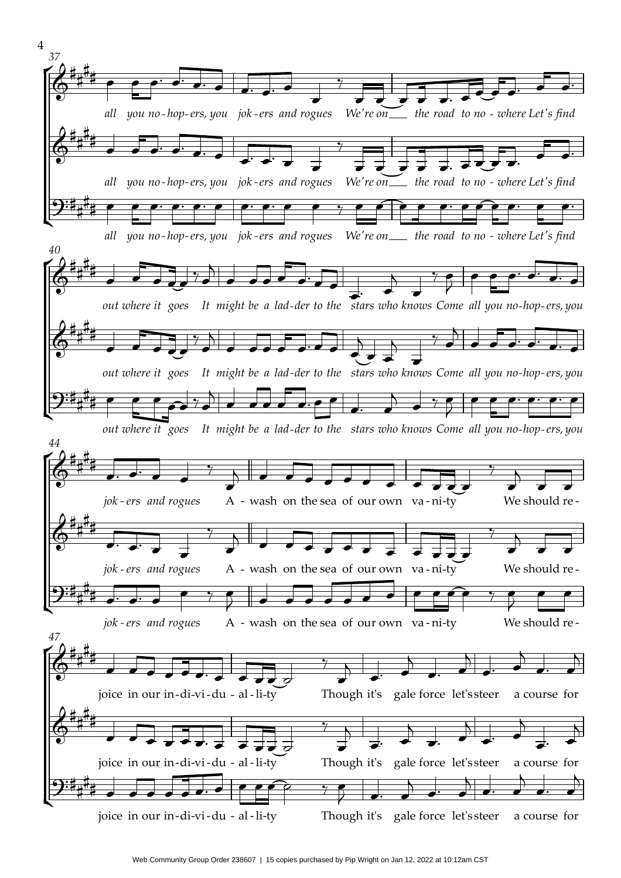37

*all you no-hop-ers, you jok-ers and rogues We're on___ the road to no-where Let's find*

40

*out where it goes It might be a lad-der to the stars who knows Come all you no-hop-ers, you*

44

*jok-ers and rogues* A - wash on the sea of our own va-ni-ty We should re-

47

joice in our in-di-vi-du-al-li-ty Though it's gale force let's steer a course for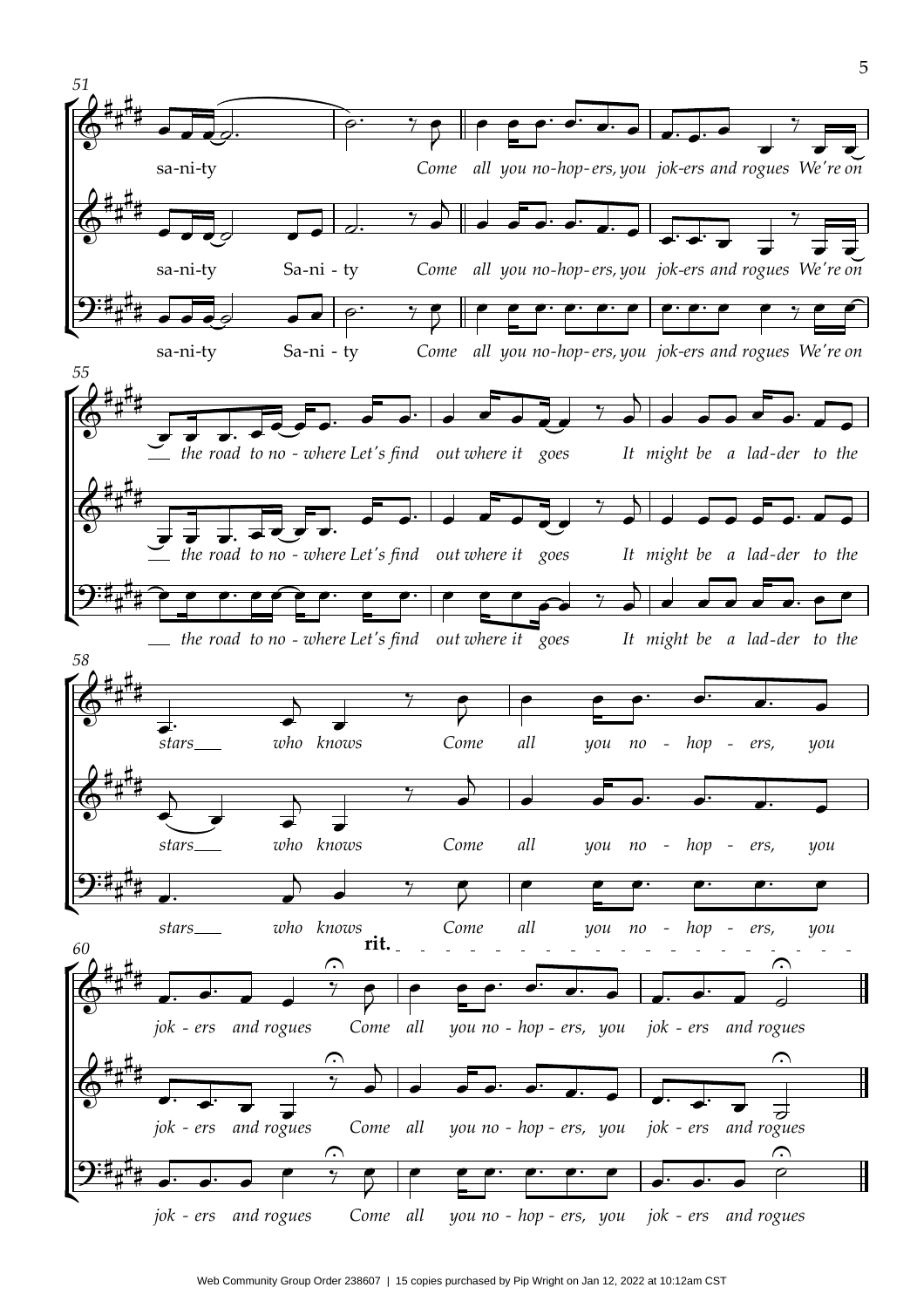51

sa-ni-ty Come all you no-hop-ers, you jok-ers and rogues We're on

sa-ni-ty Sa-ni - ty Come all you no-hop-ers, you jok-ers and rogues We're on

sa-ni-ty Sa-ni - ty Come all you no-hop-ers, you jok-ers and rogues We're on

55

the road to no - where Let's find out where it goes It might be a lad-der to the

the road to no - where Let's find out where it goes It might be a lad-der to the

the road to no - where Let's find out where it goes It might be a lad-der to the

58

stars who knows Come all you no - hop - ers, you

stars who knows Come all you no - hop - ers, you

stars who knows Come all you no - hop - ers, you

60

**rit.**

jok - ers and rogues Come all you no - hop - ers, you jok - ers and rogues

jok - ers and rogues Come all you no - hop - ers, you jok - ers and rogues

jok - ers and rogues Come all you no - hop - ers, you jok - ers and rogues

Web Community Group Order 238607 | 15 copies purchased by Pip Wright on Jan 12, 2022 at 10:12am CST